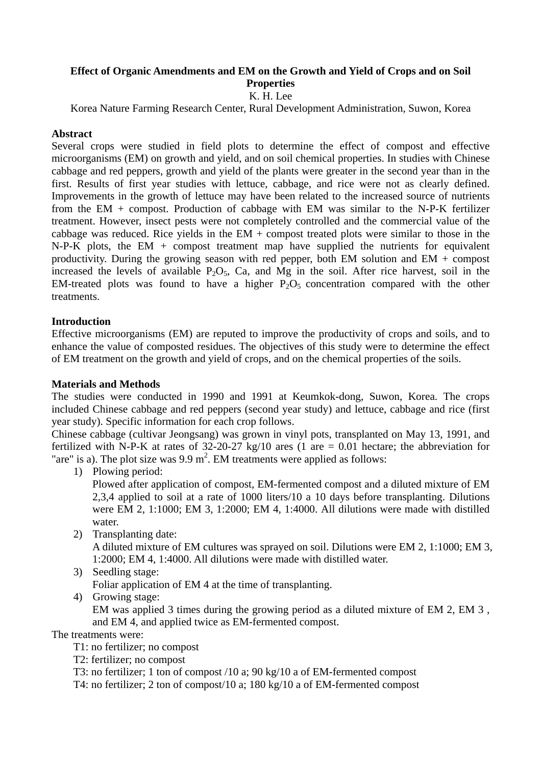# Effect of Organic Amendments and EM on the Growth and Yield of Crops and on Soil Properties

K. H. Lee

Korea Nature Farming Research Center, Rural Development Administration, Suwon, Korea

## Abstract

Several crops were studied in field plots to determine the effect of compost and effective microorganisms (EM) on growth and yield, and on soil chemical properties. In studies with Chinese cabbage and red peppers, growth and yield of the plants were greater in the second year than in the first. Results of first year studies with lettuce, cabbage, and rice were not as clearly defined. Improvements in the growth of lettuce may have been related to the increased source of nutrients from the EM + compost. Production of cabbage with EM was similar to the N-P-K fertilizer treatment. However, insect pests were not completely controlled and the commercial value of the cabbage was reduced. Rice yields in the EM + compost treated plots were similar to those in the N-P-K plots, the EM + compost treatment map have supplied the nutrients for equivalent productivity. During the growing season with red pepper, both EM solution and EM + compost increased the levels of available $P_2O_5$, Ca, and Mg in the soil. After rice harvest, soil in the EM-treated plots was found to have a higher $P_2O_5$ concentration compared with the other treatments.

## Introduction

Effective microorganisms (EM) are reputed to improve the productivity of crops and soils, and to enhance the value of composted residues. The objectives of this study were to determine the effect of EM treatment on the growth and yield of crops, and on the chemical properties of the soils.

## Materials and Methods

The studies were conducted in 1990 and 1991 at Keumkok-dong, Suwon, Korea. The crops included Chinese cabbage and red peppers (second year study) and lettuce, cabbage and rice (first year study). Specific information for each crop follows.

Chinese cabbage (cultivar Jeongsang) was grown in vinyl pots, transplanted on May 13, 1991, and fertilized with N-P-K at rates of 32-20-27 kg/10 ares (1 are = 0.01 hectare; the abbreviation for "are" is a). The plot size was 9.9 $m^2$. EM treatments were applied as follows:

1) Plowing period:
   Plowed after application of compost, EM-fermented compost and a diluted mixture of EM 2,3,4 applied to soil at a rate of 1000 liters/10 a 10 days before transplanting. Dilutions were EM 2, 1:1000; EM 3, 1:2000; EM 4, 1:4000. All dilutions were made with distilled water.
2) Transplanting date:
   A diluted mixture of EM cultures was sprayed on soil. Dilutions were EM 2, 1:1000; EM 3, 1:2000; EM 4, 1:4000. All dilutions were made with distilled water.
3) Seedling stage:
   Foliar application of EM 4 at the time of transplanting.
4) Growing stage:
   EM was applied 3 times during the growing period as a diluted mixture of EM 2, EM 3 , and EM 4, and applied twice as EM-fermented compost.

The treatments were:

T1: no fertilizer; no compost
T2: fertilizer; no compost
T3: no fertilizer; 1 ton of compost /10 a; 90 kg/10 a of EM-fermented compost
T4: no fertilizer; 2 ton of compost/10 a; 180 kg/10 a of EM-fermented compost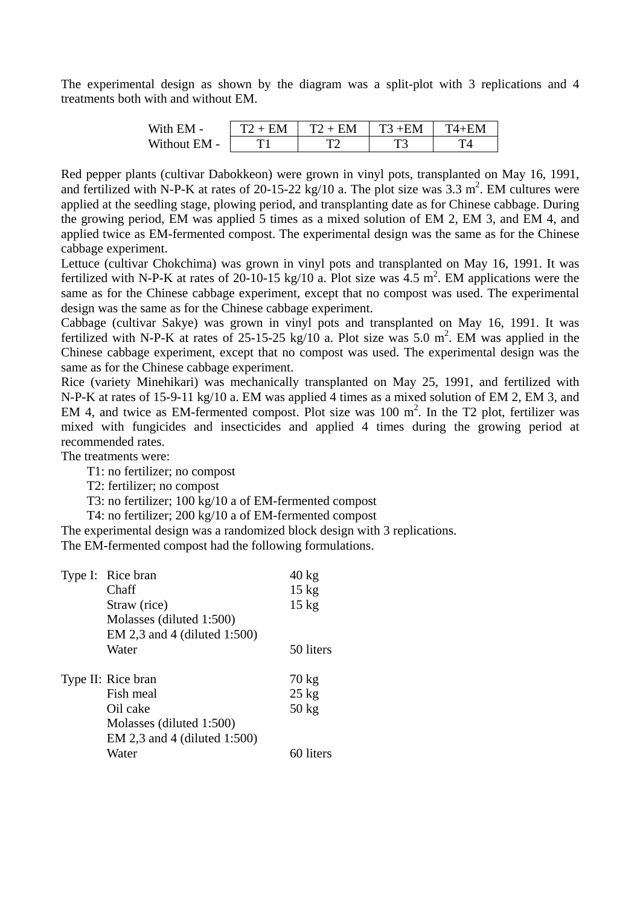The experimental design as shown by the diagram was a split-plot with 3 replications and 4 treatments both with and without EM.

| With EM - | T2 + EM | T2 + EM | T3 +EM | T4+EM |
|---|---|---|---|---|
| Without EM - | T1 | T2 | T3 | T4 |

Red pepper plants (cultivar Dabokkeon) were grown in vinyl pots, transplanted on May 16, 1991, and fertilized with N-P-K at rates of 20-15-22 kg/10 a. The plot size was 3.3 $m^2$. EM cultures were applied at the seedling stage, plowing period, and transplanting date as for Chinese cabbage. During the growing period, EM was applied 5 times as a mixed solution of EM 2, EM 3, and EM 4, and applied twice as EM-fermented compost. The experimental design was the same as for the Chinese cabbage experiment.

Lettuce (cultivar Chokchima) was grown in vinyl pots and transplanted on May 16, 1991. It was fertilized with N-P-K at rates of 20-10-15 kg/10 a. Plot size was 4.5 $m^2$. EM applications were the same as for the Chinese cabbage experiment, except that no compost was used. The experimental design was the same as for the Chinese cabbage experiment.

Cabbage (cultivar Sakye) was grown in vinyl pots and transplanted on May 16, 1991. It was fertilized with N-P-K at rates of 25-15-25 kg/10 a. Plot size was 5.0 $m^2$. EM was applied in the Chinese cabbage experiment, except that no compost was used. The experimental design was the same as for the Chinese cabbage experiment.

Rice (variety Minehikari) was mechanically transplanted on May 25, 1991, and fertilized with N-P-K at rates of 15-9-11 kg/10 a. EM was applied 4 times as a mixed solution of EM 2, EM 3, and EM 4, and twice as EM-fermented compost. Plot size was 100 $m^2$. In the T2 plot, fertilizer was mixed with fungicides and insecticides and applied 4 times during the growing period at recommended rates.

The treatments were:

- T1: no fertilizer; no compost
- T2: fertilizer; no compost
- T3: no fertilizer; 100 kg/10 a of EM-fermented compost
- T4: no fertilizer; 200 kg/10 a of EM-fermented compost

The experimental design was a randomized block design with 3 replications.

The EM-fermented compost had the following formulations.

| | | |
|---|---|---|
| Type I: | Rice bran | 40 kg |
| | Chaff | 15 kg |
| | Straw (rice) | 15 kg |
| | Molasses (diluted 1:500) | |
| | EM 2,3 and 4 (diluted 1:500) | |
| | Water | 50 liters |
| Type II: | Rice bran | 70 kg |
| | Fish meal | 25 kg |
| | Oil cake | 50 kg |
| | Molasses (diluted 1:500) | |
| | EM 2,3 and 4 (diluted 1:500) | |
| | Water | 60 liters |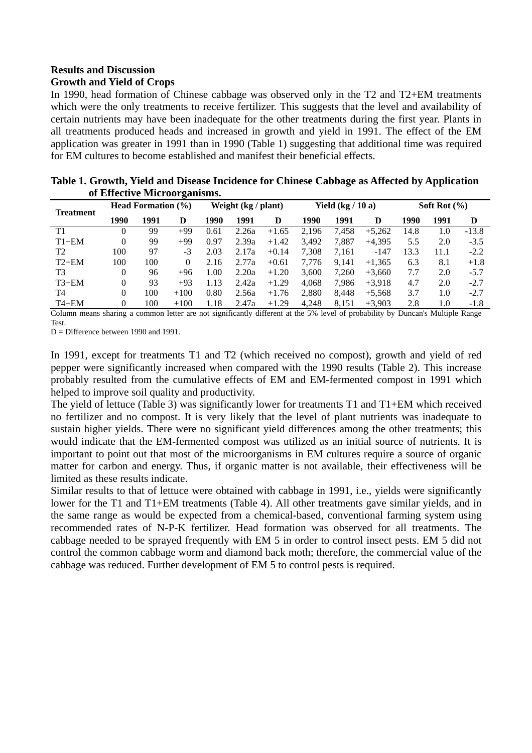## Results and Discussion

### Growth and Yield of Crops

In 1990, head formation of Chinese cabbage was observed only in the T2 and T2+EM treatments which were the only treatments to receive fertilizer. This suggests that the level and availability of certain nutrients may have been inadequate for the other treatments during the first year. Plants in all treatments produced heads and increased in growth and yield in 1991. The effect of the EM application was greater in 1991 than in 1990 (Table 1) suggesting that additional time was required for EM cultures to become established and manifest their beneficial effects.

**Table 1. Growth, Yield and Disease Incidence for Chinese Cabbage as Affected by Application of Effective Microorganisms.**

| Treatment | Head Formation (%) | | | Weight (kg / plant) | | | Yield (kg / 10 a) | | | Soft Rot (%) | | |
|---|---|---|---|---|---|---|---|---|---|---|---|---|
| | 1990 | 1991 | D | 1990 | 1991 | D | 1990 | 1991 | D | 1990 | 1991 | D |
| T1 | 0 | 99 | +99 | 0.61 | 2.26a | +1.65 | 2,196 | 7,458 | +5,262 | 14.8 | 1.0 | -13.8 |
| T1+EM | 0 | 99 | +99 | 0.97 | 2.39a | +1.42 | 3,492 | 7,887 | +4,395 | 5.5 | 2.0 | -3.5 |
| T2 | 100 | 97 | -3 | 2.03 | 2.17a | +0.14 | 7,308 | 7,161 | -147 | 13.3 | 11.1 | -2.2 |
| T2+EM | 100 | 100 | 0 | 2.16 | 2.77a | +0.61 | 7,776 | 9,141 | +1,365 | 6.3 | 8.1 | +1.8 |
| T3 | 0 | 96 | +96 | 1.00 | 2.20a | +1.20 | 3,600 | 7,260 | +3,660 | 7.7 | 2.0 | -5.7 |
| T3+EM | 0 | 93 | +93 | 1.13 | 2.42a | +1.29 | 4,068 | 7,986 | +3,918 | 4.7 | 2.0 | -2.7 |
| T4 | 0 | 100 | +100 | 0.80 | 2.56a | +1.76 | 2,880 | 8,448 | +5,568 | 3.7 | 1.0 | -2.7 |
| T4+EM | 0 | 100 | +100 | 1.18 | 2.47a | +1.29 | 4,248 | 8,151 | +3,903 | 2.8 | 1.0 | -1.8 |

Column means sharing a common letter are not significantly different at the 5% level of probability by Duncan's Multiple Range Test.

D = Difference between 1990 and 1991.

In 1991, except for treatments T1 and T2 (which received no compost), growth and yield of red pepper were significantly increased when compared with the 1990 results (Table 2). This increase probably resulted from the cumulative effects of EM and EM-fermented compost in 1991 which helped to improve soil quality and productivity.

The yield of lettuce (Table 3) was significantly lower for treatments T1 and T1+EM which received no fertilizer and no compost. It is very likely that the level of plant nutrients was inadequate to sustain higher yields. There were no significant yield differences among the other treatments; this would indicate that the EM-fermented compost was utilized as an initial source of nutrients. It is important to point out that most of the microorganisms in EM cultures require a source of organic matter for carbon and energy. Thus, if organic matter is not available, their effectiveness will be limited as these results indicate.

Similar results to that of lettuce were obtained with cabbage in 1991, i.e., yields were significantly lower for the T1 and T1+EM treatments (Table 4). All other treatments gave similar yields, and in the same range as would be expected from a chemical-based, conventional farming system using recommended rates of N-P-K fertilizer. Head formation was observed for all treatments. The cabbage needed to be sprayed frequently with EM 5 in order to control insect pests. EM 5 did not control the common cabbage worm and diamond back moth; therefore, the commercial value of the cabbage was reduced. Further development of EM 5 to control pests is required.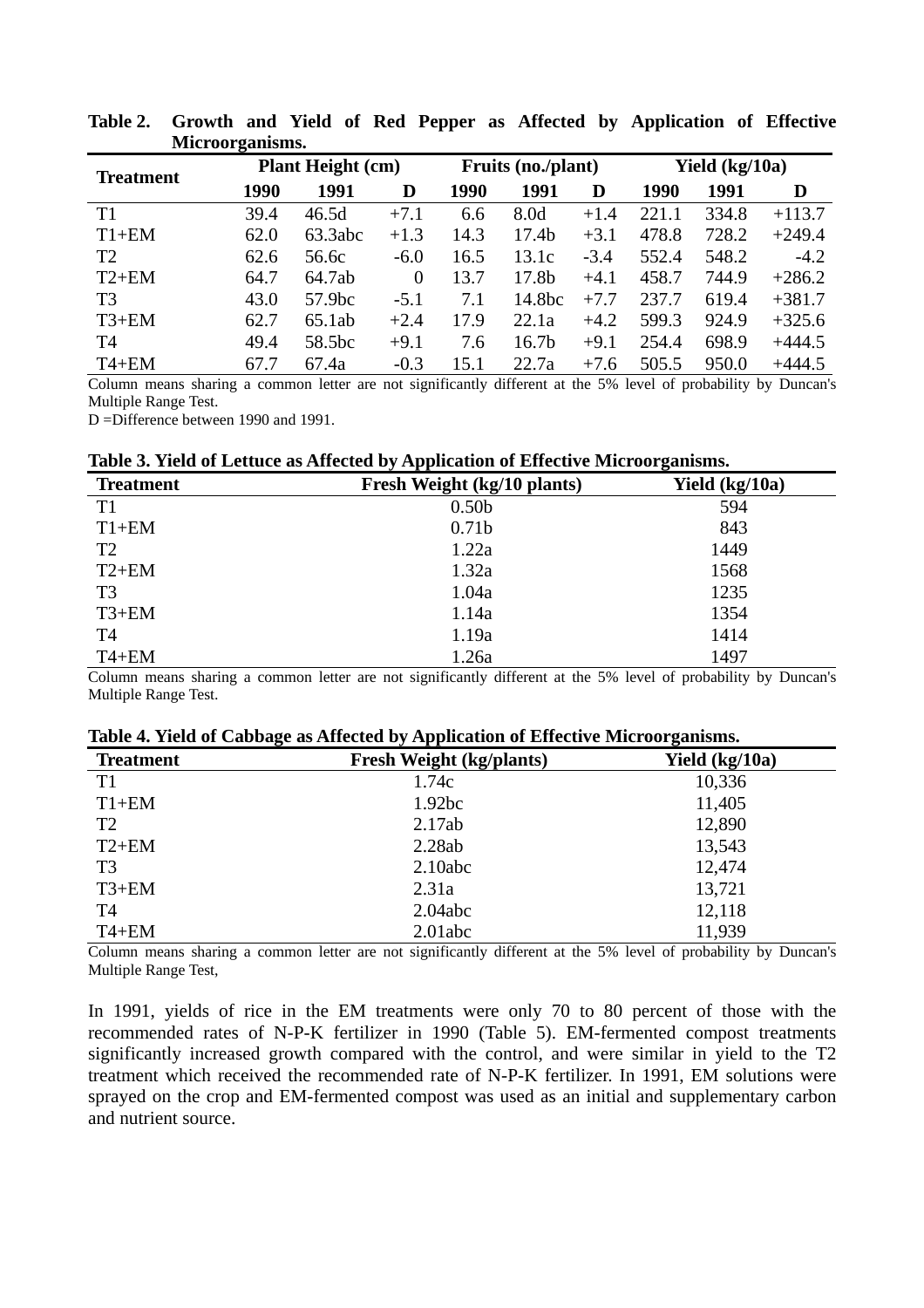**Table 2. Growth and Yield of Red Pepper as Affected by Application of Effective Microorganisms.**

| Treatment | Plant Height (cm) | | | Fruits (no./plant) | | | Yield (kg/10a) | | |
|---|---|---|---|---|---|---|---|---|---|
| | 1990 | 1991 | D | 1990 | 1991 | D | 1990 | 1991 | D |
| T1 | 39.4 | 46.5d | +7.1 | 6.6 | 8.0d | +1.4 | 221.1 | 334.8 | +113.7 |
| T1+EM | 62.0 | 63.3abc | +1.3 | 14.3 | 17.4b | +3.1 | 478.8 | 728.2 | +249.4 |
| T2 | 62.6 | 56.6c | -6.0 | 16.5 | 13.1c | -3.4 | 552.4 | 548.2 | -4.2 |
| T2+EM | 64.7 | 64.7ab | 0 | 13.7 | 17.8b | +4.1 | 458.7 | 744.9 | +286.2 |
| T3 | 43.0 | 57.9bc | -5.1 | 7.1 | 14.8bc | +7.7 | 237.7 | 619.4 | +381.7 |
| T3+EM | 62.7 | 65.1ab | +2.4 | 17.9 | 22.1a | +4.2 | 599.3 | 924.9 | +325.6 |
| T4 | 49.4 | 58.5bc | +9.1 | 7.6 | 16.7b | +9.1 | 254.4 | 698.9 | +444.5 |
| T4+EM | 67.7 | 67.4a | -0.3 | 15.1 | 22.7a | +7.6 | 505.5 | 950.0 | +444.5 |

Column means sharing a common letter are not significantly different at the 5% level of probability by Duncan's Multiple Range Test.
D =Difference between 1990 and 1991.

**Table 3. Yield of Lettuce as Affected by Application of Effective Microorganisms.**

| Treatment | Fresh Weight (kg/10 plants) | Yield (kg/10a) |
|---|---|---|
| T1 | 0.50b | 594 |
| T1+EM | 0.71b | 843 |
| T2 | 1.22a | 1449 |
| T2+EM | 1.32a | 1568 |
| T3 | 1.04a | 1235 |
| T3+EM | 1.14a | 1354 |
| T4 | 1.19a | 1414 |
| T4+EM | 1.26a | 1497 |

Column means sharing a common letter are not significantly different at the 5% level of probability by Duncan's Multiple Range Test.

**Table 4. Yield of Cabbage as Affected by Application of Effective Microorganisms.**

| Treatment | Fresh Weight (kg/plants) | Yield (kg/10a) |
|---|---|---|
| T1 | 1.74c | 10,336 |
| T1+EM | 1.92bc | 11,405 |
| T2 | 2.17ab | 12,890 |
| T2+EM | 2.28ab | 13,543 |
| T3 | 2.10abc | 12,474 |
| T3+EM | 2.31a | 13,721 |
| T4 | 2.04abc | 12,118 |
| T4+EM | 2.01abc | 11,939 |

Column means sharing a common letter are not significantly different at the 5% level of probability by Duncan's Multiple Range Test,

In 1991, yields of rice in the EM treatments were only 70 to 80 percent of those with the recommended rates of N-P-K fertilizer in 1990 (Table 5). EM-fermented compost treatments significantly increased growth compared with the control, and were similar in yield to the T2 treatment which received the recommended rate of N-P-K fertilizer. In 1991, EM solutions were sprayed on the crop and EM-fermented compost was used as an initial and supplementary carbon and nutrient source.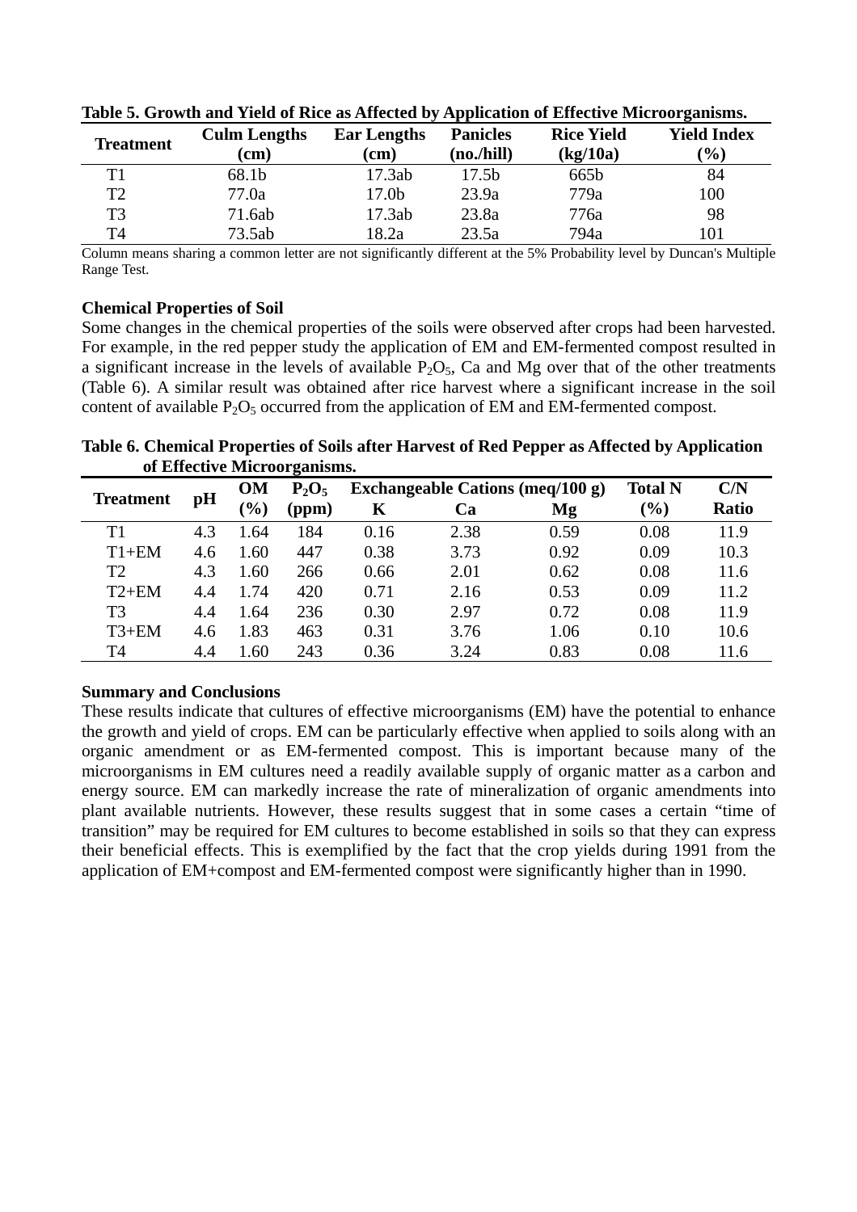**Table 5. Growth and Yield of Rice as Affected by Application of Effective Microorganisms.**

| Treatment | Culm Lengths (cm) | Ear Lengths (cm) | Panicles (no./hill) | Rice Yield (kg/10a) | Yield Index (%) |
|---|---|---|---|---|---|
| T1 | 68.1b | 17.3ab | 17.5b | 665b | 84 |
| T2 | 77.0a | 17.0b | 23.9a | 779a | 100 |
| T3 | 71.6ab | 17.3ab | 23.8a | 776a | 98 |
| T4 | 73.5ab | 18.2a | 23.5a | 794a | 101 |

Column means sharing a common letter are not significantly different at the 5% Probability level by Duncan's Multiple Range Test.

### Chemical Properties of Soil

Some changes in the chemical properties of the soils were observed after crops had been harvested. For example, in the red pepper study the application of EM and EM-fermented compost resulted in a significant increase in the levels of available $P_2O_5$, Ca and Mg over that of the other treatments (Table 6). A similar result was obtained after rice harvest where a significant increase in the soil content of available $P_2O_5$ occurred from the application of EM and EM-fermented compost.

**Table 6. Chemical Properties of Soils after Harvest of Red Pepper as Affected by Application of Effective Microorganisms.**

| Treatment | pH | OM (%) | $P_2O_5$ (ppm) | Exchangeable Cations (meq/100 g) | | | Total N (%) | C/N Ratio |
|---|---|---|---|---|---|---|---|---|
| | | | | K | Ca | Mg | | |
| T1 | 4.3 | 1.64 | 184 | 0.16 | 2.38 | 0.59 | 0.08 | 11.9 |
| T1+EM | 4.6 | 1.60 | 447 | 0.38 | 3.73 | 0.92 | 0.09 | 10.3 |
| T2 | 4.3 | 1.60 | 266 | 0.66 | 2.01 | 0.62 | 0.08 | 11.6 |
| T2+EM | 4.4 | 1.74 | 420 | 0.71 | 2.16 | 0.53 | 0.09 | 11.2 |
| T3 | 4.4 | 1.64 | 236 | 0.30 | 2.97 | 0.72 | 0.08 | 11.9 |
| T3+EM | 4.6 | 1.83 | 463 | 0.31 | 3.76 | 1.06 | 0.10 | 10.6 |
| T4 | 4.4 | 1.60 | 243 | 0.36 | 3.24 | 0.83 | 0.08 | 11.6 |

### Summary and Conclusions

These results indicate that cultures of effective microorganisms (EM) have the potential to enhance the growth and yield of crops. EM can be particularly effective when applied to soils along with an organic amendment or as EM-fermented compost. This is important because many of the microorganisms in EM cultures need a readily available supply of organic matter as a carbon and energy source. EM can markedly increase the rate of mineralization of organic amendments into plant available nutrients. However, these results suggest that in some cases a certain "time of transition" may be required for EM cultures to become established in soils so that they can express their beneficial effects. This is exemplified by the fact that the crop yields during 1991 from the application of EM+compost and EM-fermented compost were significantly higher than in 1990.